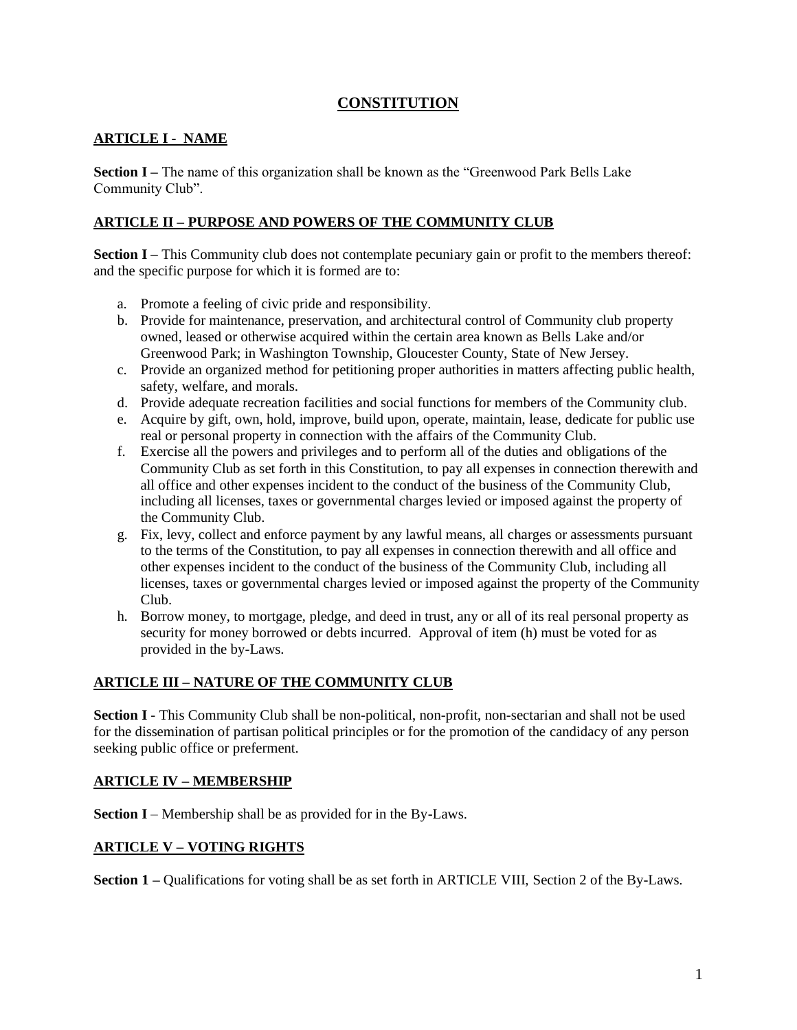# CONSTITUTION

## ARTICLE I - NAME

**Section I –** The name of this organization shall be known as the "Greenwood Park Bells Lake Community Club".

## ARTICLE II – PURPOSE AND POWERS OF THE COMMUNITY CLUB

**Section I –** This Community club does not contemplate pecuniary gain or profit to the members thereof: and the specific purpose for which it is formed are to:

a. Promote a feeling of civic pride and responsibility.
b. Provide for maintenance, preservation, and architectural control of Community club property owned, leased or otherwise acquired within the certain area known as Bells Lake and/or Greenwood Park; in Washington Township, Gloucester County, State of New Jersey.
c. Provide an organized method for petitioning proper authorities in matters affecting public health, safety, welfare, and morals.
d. Provide adequate recreation facilities and social functions for members of the Community club.
e. Acquire by gift, own, hold, improve, build upon, operate, maintain, lease, dedicate for public use real or personal property in connection with the affairs of the Community Club.
f. Exercise all the powers and privileges and to perform all of the duties and obligations of the Community Club as set forth in this Constitution, to pay all expenses in connection therewith and all office and other expenses incident to the conduct of the business of the Community Club, including all licenses, taxes or governmental charges levied or imposed against the property of the Community Club.
g. Fix, levy, collect and enforce payment by any lawful means, all charges or assessments pursuant to the terms of the Constitution, to pay all expenses in connection therewith and all office and other expenses incident to the conduct of the business of the Community Club, including all licenses, taxes or governmental charges levied or imposed against the property of the Community Club.
h. Borrow money, to mortgage, pledge, and deed in trust, any or all of its real personal property as security for money borrowed or debts incurred. Approval of item (h) must be voted for as provided in the by-Laws.

## ARTICLE III – NATURE OF THE COMMUNITY CLUB

**Section I** - This Community Club shall be non-political, non-profit, non-sectarian and shall not be used for the dissemination of partisan political principles or for the promotion of the candidacy of any person seeking public office or preferment.

## ARTICLE IV – MEMBERSHIP

**Section I** – Membership shall be as provided for in the By-Laws.

## ARTICLE V – VOTING RIGHTS

**Section 1 –** Qualifications for voting shall be as set forth in ARTICLE VIII, Section 2 of the By-Laws.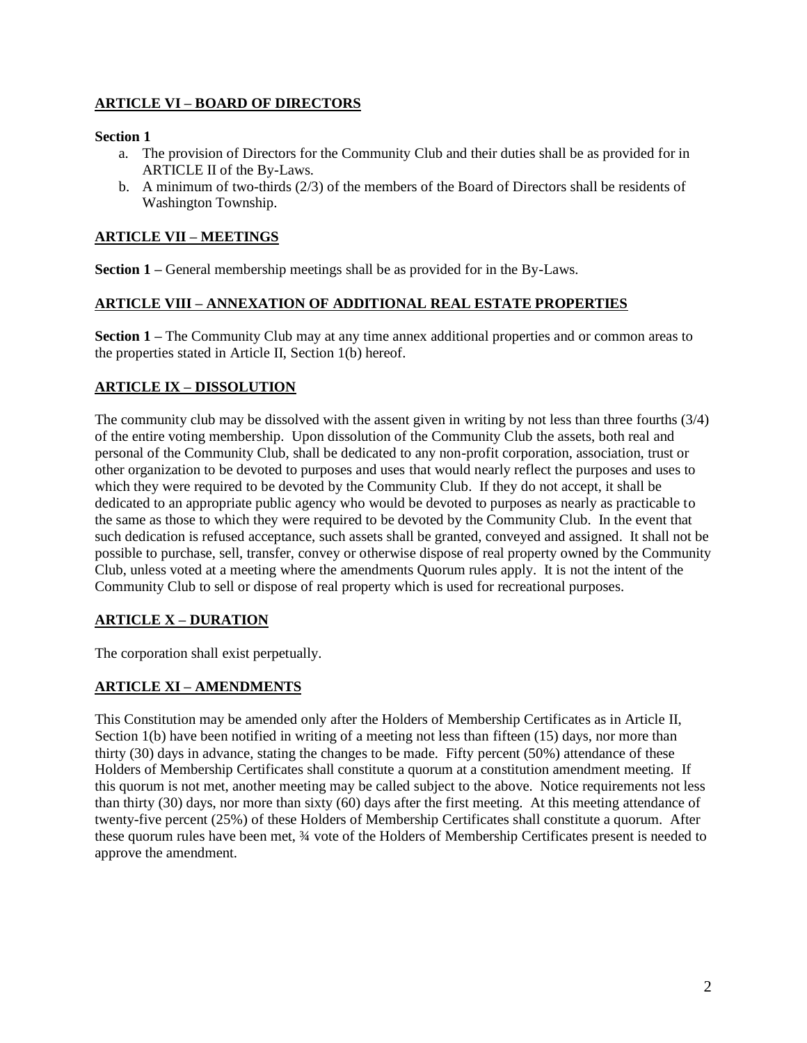## ARTICLE VI – BOARD OF DIRECTORS

**Section 1**

a. The provision of Directors for the Community Club and their duties shall be as provided for in ARTICLE II of the By-Laws.
b. A minimum of two-thirds (2/3) of the members of the Board of Directors shall be residents of Washington Township.

## ARTICLE VII – MEETINGS

**Section 1 –** General membership meetings shall be as provided for in the By-Laws.

## ARTICLE VIII – ANNEXATION OF ADDITIONAL REAL ESTATE PROPERTIES

**Section 1 –** The Community Club may at any time annex additional properties and or common areas to the properties stated in Article II, Section 1(b) hereof.

## ARTICLE IX – DISSOLUTION

The community club may be dissolved with the assent given in writing by not less than three fourths (3/4) of the entire voting membership. Upon dissolution of the Community Club the assets, both real and personal of the Community Club, shall be dedicated to any non-profit corporation, association, trust or other organization to be devoted to purposes and uses that would nearly reflect the purposes and uses to which they were required to be devoted by the Community Club. If they do not accept, it shall be dedicated to an appropriate public agency who would be devoted to purposes as nearly as practicable to the same as those to which they were required to be devoted by the Community Club. In the event that such dedication is refused acceptance, such assets shall be granted, conveyed and assigned. It shall not be possible to purchase, sell, transfer, convey or otherwise dispose of real property owned by the Community Club, unless voted at a meeting where the amendments Quorum rules apply. It is not the intent of the Community Club to sell or dispose of real property which is used for recreational purposes.

## ARTICLE X – DURATION

The corporation shall exist perpetually.

## ARTICLE XI – AMENDMENTS

This Constitution may be amended only after the Holders of Membership Certificates as in Article II, Section 1(b) have been notified in writing of a meeting not less than fifteen (15) days, nor more than thirty (30) days in advance, stating the changes to be made. Fifty percent (50%) attendance of these Holders of Membership Certificates shall constitute a quorum at a constitution amendment meeting. If this quorum is not met, another meeting may be called subject to the above. Notice requirements not less than thirty (30) days, nor more than sixty (60) days after the first meeting. At this meeting attendance of twenty-five percent (25%) of these Holders of Membership Certificates shall constitute a quorum. After these quorum rules have been met, ¾ vote of the Holders of Membership Certificates present is needed to approve the amendment.